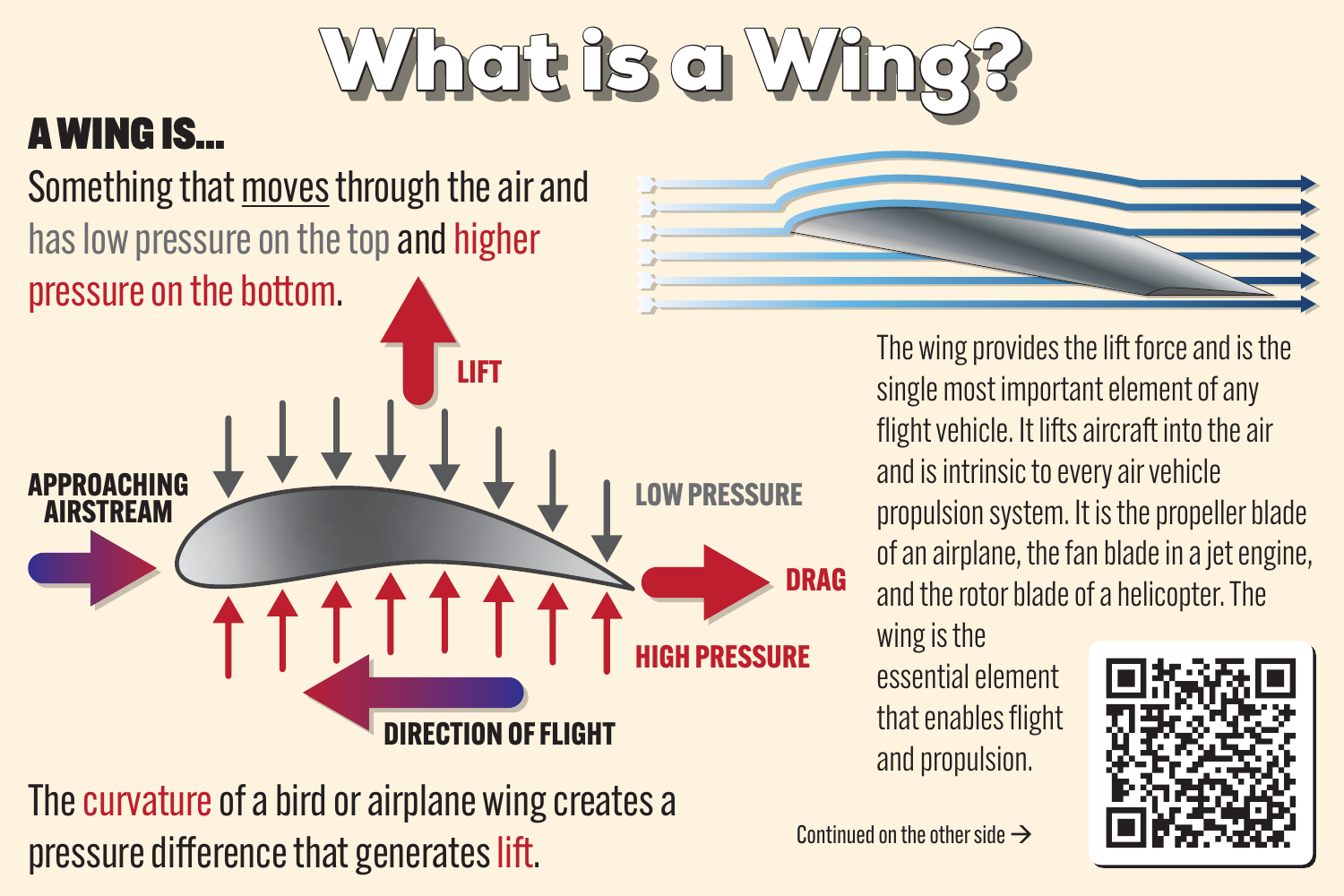# What is a Wing?

## A WING IS...

Something that moves through the air and has low pressure on the top and higher pressure on the bottom.

LIFT

APPROACHING AIRSTREAM

LOW PRESSURE

DRAG

HIGH PRESSURE

DIRECTION OF FLIGHT

The curvature of a bird or airplane wing creates a pressure difference that generates lift.

The wing provides the lift force and is the single most important element of any flight vehicle. It lifts aircraft into the air and is intrinsic to every air vehicle propulsion system. It is the propeller blade of an airplane, the fan blade in a jet engine, and the rotor blade of a helicopter. The wing is the essential element that enables flight and propulsion.

Continued on the other side →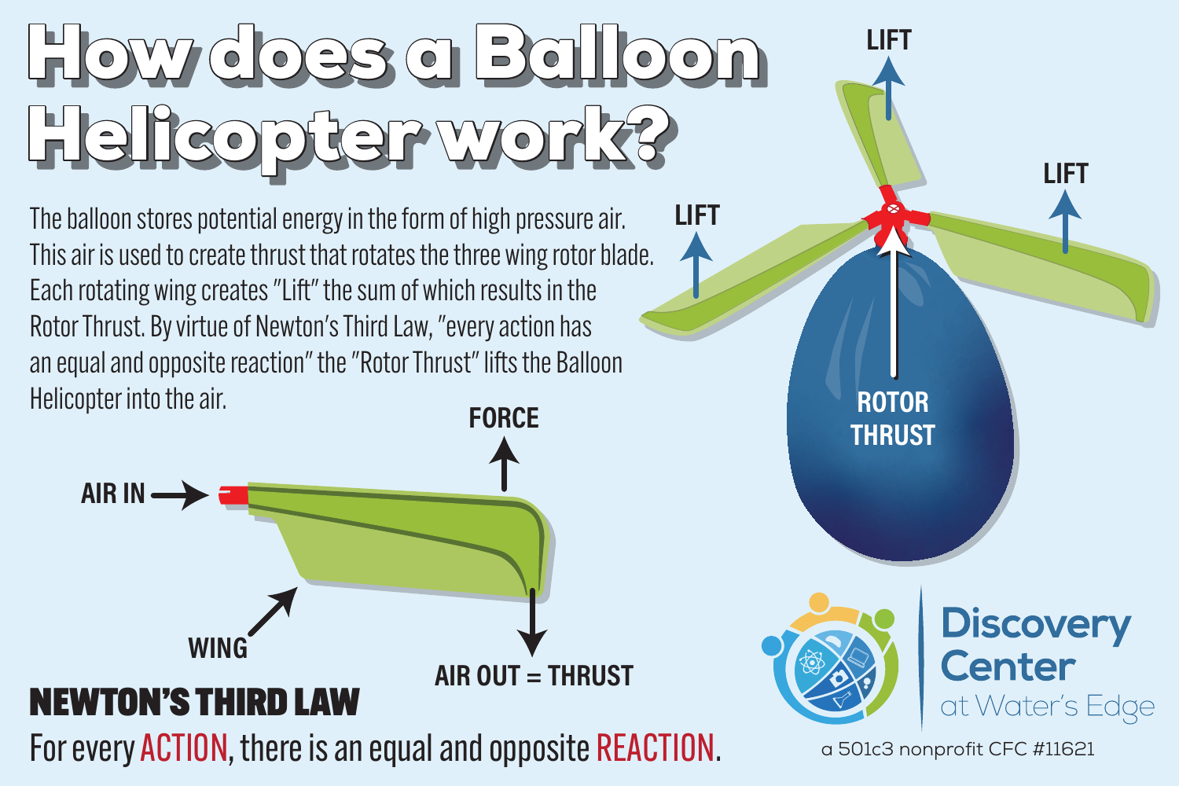# How does a Balloon Helicopter work?

The balloon stores potential energy in the form of high pressure air. This air is used to create thrust that rotates the three wing rotor blade. Each rotating wing creates "Lift" the sum of which results in the Rotor Thrust. By virtue of Newton's Third Law, "every action has an equal and opposite reaction" the "Rotor Thrust" lifts the Balloon Helicopter into the air.

LIFT

LIFT

LIFT

ROTOR THRUST

FORCE

AIR IN

WING

AIR OUT = THRUST

**NEWTON'S THIRD LAW**

For every ACTION, there is an equal and opposite REACTION.

Discovery Center at Water's Edge

a 501c3 nonprofit CFC #11621